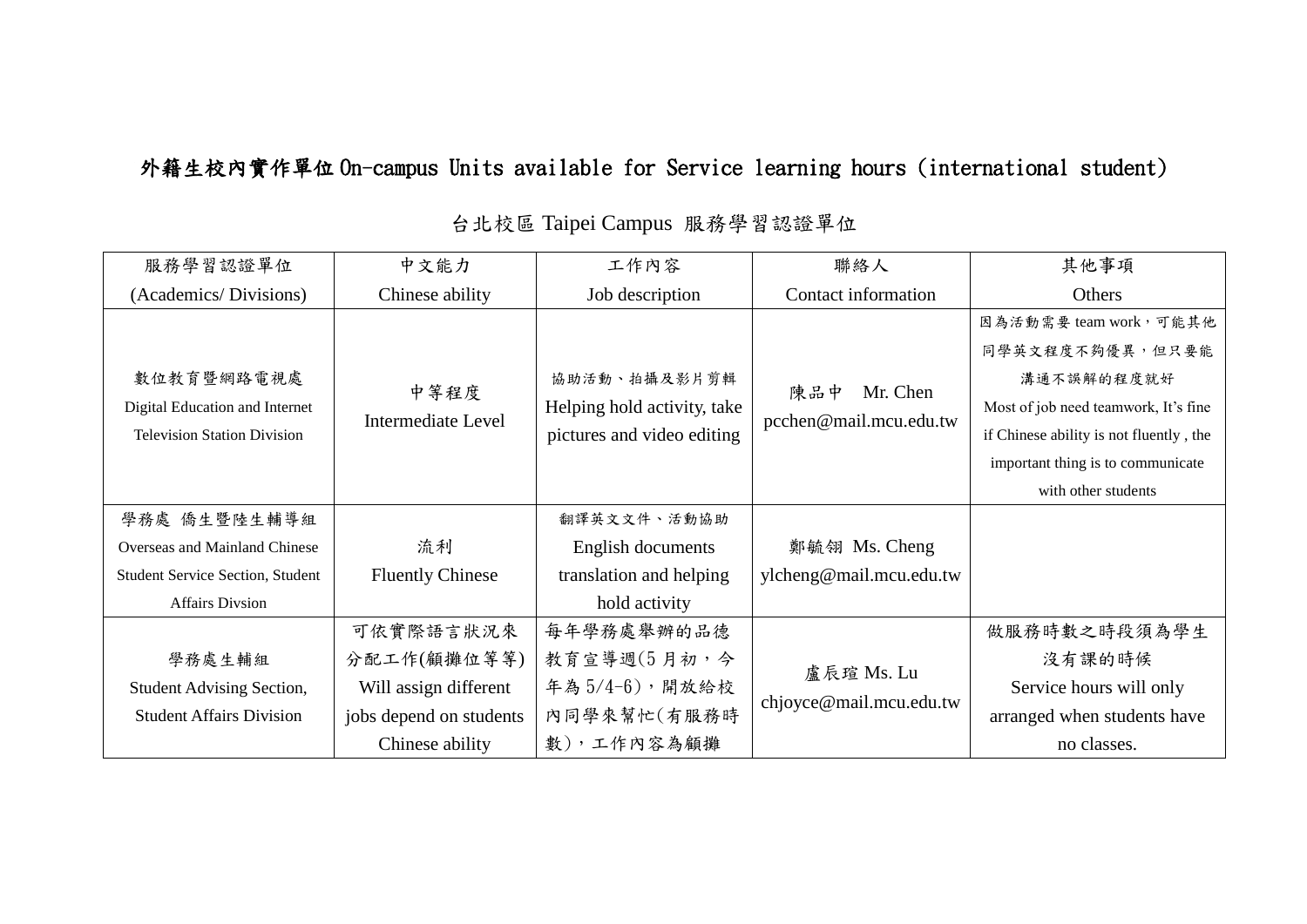# 外籍生校內實作單位 On-campus Units available for Service learning hours (international student)

## 台北校區 Taipei Campus 服務學習認證單位

| 服務學習認證單位<br>(Academics/ Divisions) | 中文能力<br>Chinese ability | 工作內容<br>Job description | 聯絡人<br>Contact information | 其他事項<br>Others |
|---|---|---|---|---|
| 數位教育暨網路電視處<br>Digital Education and Internet Television Station Division | 中等程度<br>Intermediate Level | 協助活動、拍攝及影片剪輯<br>Helping hold activity, take pictures and video editing | 陳品中 Mr. Chen<br>pcchen@mail.mcu.edu.tw | 因為活動需要 team work，可能其他同學英文程度不夠優異，但只要能溝通不誤解的程度就好<br>Most of job need teamwork, It's fine if Chinese ability is not fluently , the important thing is to communicate with other students |
| 學務處 僑生暨陸生輔導組<br>Overseas and Mainland Chinese Student Service Section, Student Affairs Divsion | 流利<br>Fluently Chinese | 翻譯英文文件、活動協助<br>English documents translation and helping hold activity | 鄭毓翎 Ms. Cheng<br>ylcheng@mail.mcu.edu.tw | |
| 學務處生輔組<br>Student Advising Section, Student Affairs Division | 可依實際語言狀況來分配工作(顧攤位等等)<br>Will assign different jobs depend on students Chinese ability | 每年學務處舉辦的品德教育宣導週(5 月初，今年為 5/4-6)，開放給校內同學來幫忙(有服務時數)，工作內容為顧攤 | 盧辰瑄 Ms. Lu<br>chjoyce@mail.mcu.edu.tw | 做服務時數之時段須為學生沒有課的時候<br>Service hours will only arranged when students have no classes. |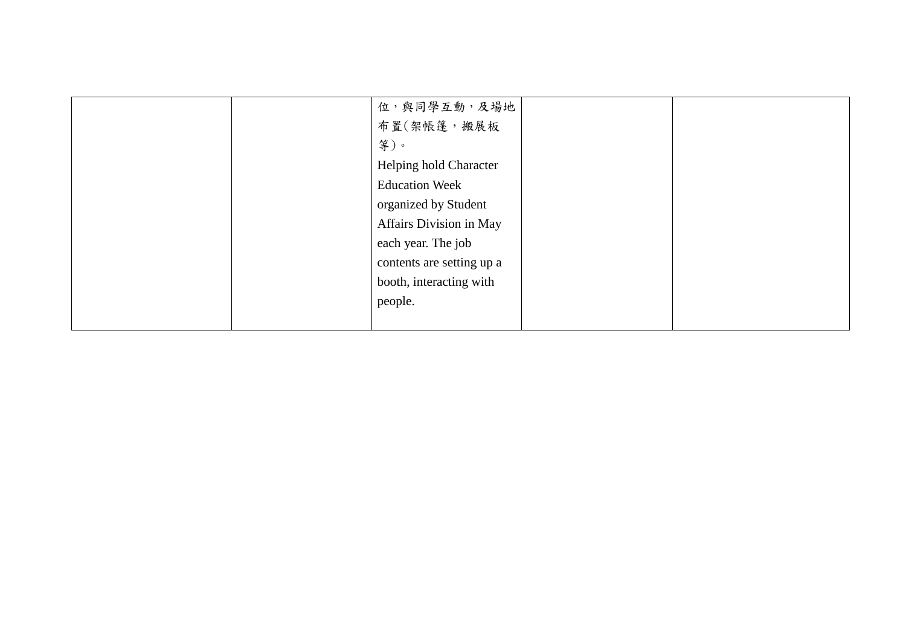| | | | | |
|---|---|---|---|---|
| | | 位，與同學互動，及場地布置(架帳篷，搬展板等)。<br>Helping hold Character Education Week organized by Student Affairs Division in May each year. The job contents are setting up a booth, interacting with people. | | |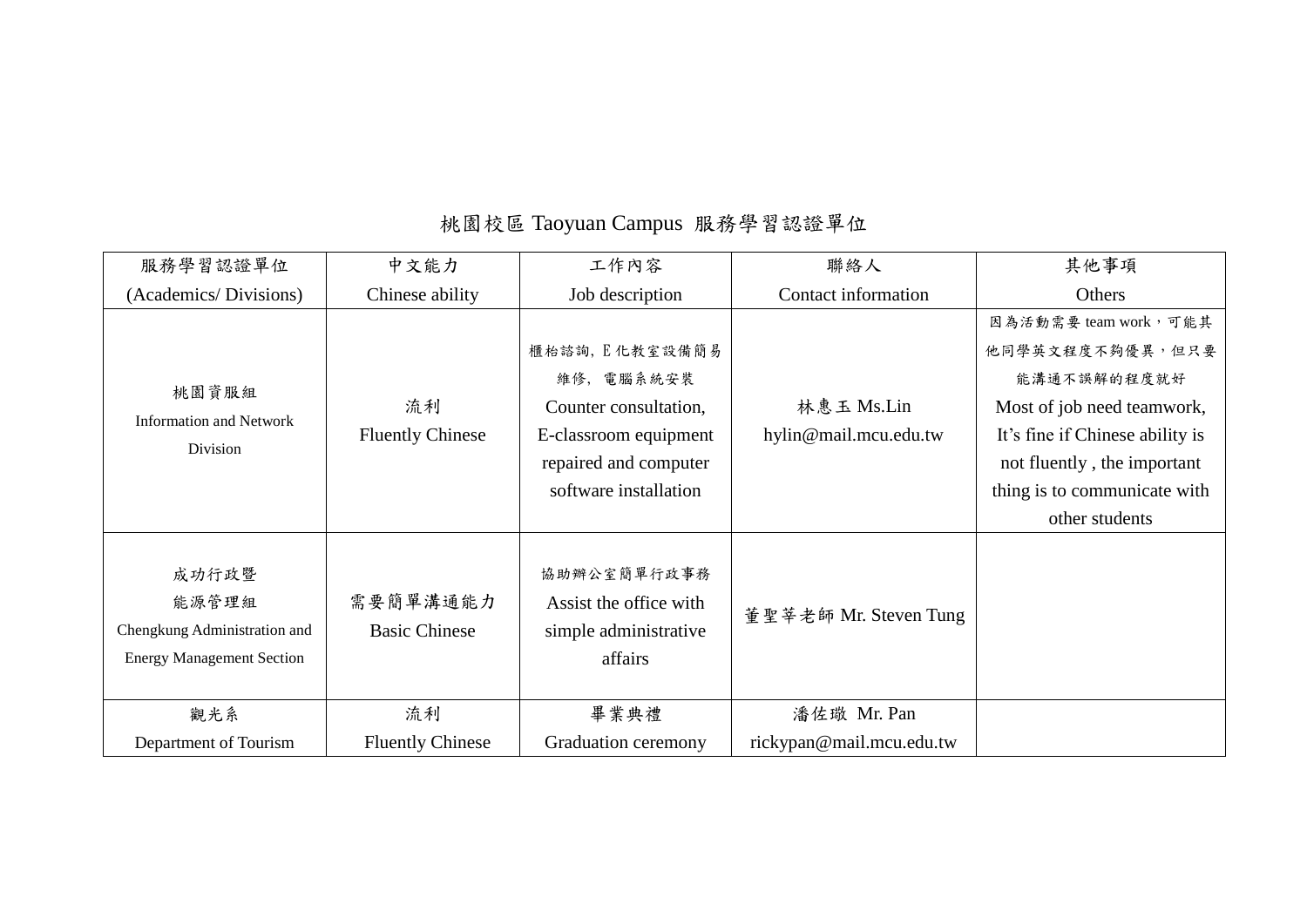# 桃園校區 Taoyuan Campus 服務學習認證單位

| 服務學習認證單位<br>(Academics/ Divisions) | 中文能力<br>Chinese ability | 工作內容<br>Job description | 聯絡人<br>Contact information | 其他事項<br>Others |
|---|---|---|---|---|
| 桃園資服組<br>Information and Network Division | 流利<br>Fluently Chinese | 櫃枱諮詢, E化教室設備簡易維修, 電腦系統安裝<br>Counter consultation, E-classroom equipment repaired and computer software installation | 林惠玉 Ms.Lin<br>hylin@mail.mcu.edu.tw | 因為活動需要 team work，可能其他同學英文程度不夠優異，但只要能溝通不誤解的程度就好<br>Most of job need teamwork, It's fine if Chinese ability is not fluently , the important thing is to communicate with other students |
| 成功行政暨能源管理組<br>Chengkung Administration and Energy Management Section | 需要簡單溝通能力<br>Basic Chinese | 協助辦公室簡單行政事務<br>Assist the office with simple administrative affairs | 董聖莘老師 Mr. Steven Tung | |
| 觀光系<br>Department of Tourism | 流利<br>Fluently Chinese | 畢業典禮<br>Graduation ceremony | 潘佐璥 Mr. Pan<br>rickypan@mail.mcu.edu.tw | |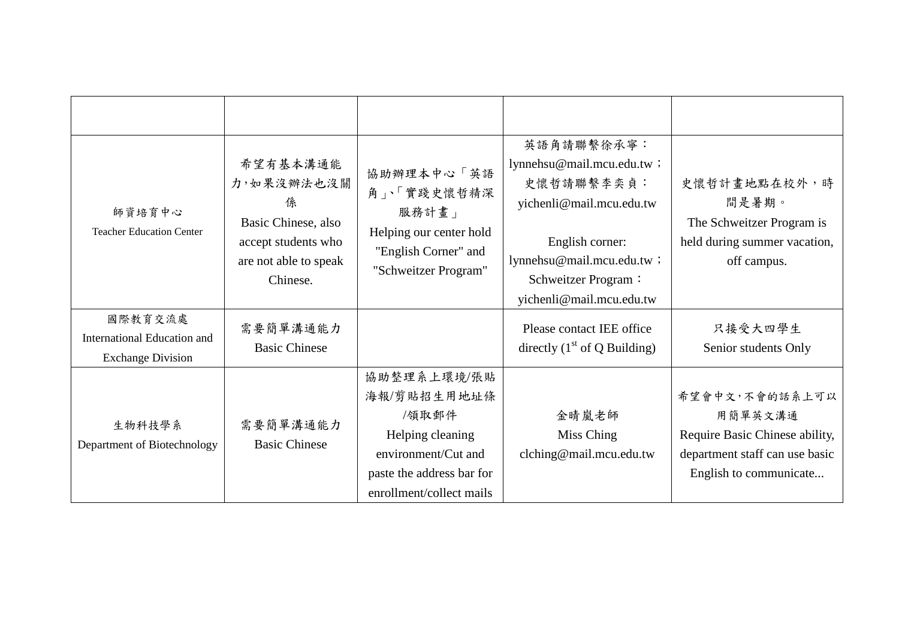| | | | | |
|---|---|---|---|---|
| 師資培育中心<br>Teacher Education Center | 希望有基本溝通能力,如果沒辦法也沒關係<br>Basic Chinese, also accept students who are not able to speak Chinese. | 協助辦理本中心「英語角」、「實踐史懷哲精深服務計畫」<br>Helping our center hold "English Corner" and "Schweitzer Program" | 英語角請聯繫徐承寧：lynnehsu@mail.mcu.edu.tw；史懷哲請聯繫李奕貞：yichenli@mail.mcu.edu.tw<br><br>English corner: lynnehsu@mail.mcu.edu.tw；Schweitzer Program：yichenli@mail.mcu.edu.tw | 史懷哲計畫地點在校外，時間是暑期。<br>The Schweitzer Program is held during summer vacation, off campus. |
| 國際教育交流處<br>International Education and Exchange Division | 需要簡單溝通能力<br>Basic Chinese | | Please contact IEE office directly (1st of Q Building) | 只接受大四學生<br>Senior students Only |
| 生物科技學系<br>Department of Biotechnology | 需要簡單溝通能力<br>Basic Chinese | 協助整理系上環境/張貼海報/剪貼招生用地址條/領取郵件<br>Helping cleaning environment/Cut and paste the address bar for enrollment/collect mails | 金晴嵐老師<br>Miss Ching<br>clching@mail.mcu.edu.tw | 希望會中文,不會的話系上可以用簡單英文溝通<br>Require Basic Chinese ability, department staff can use basic English to communicate... |